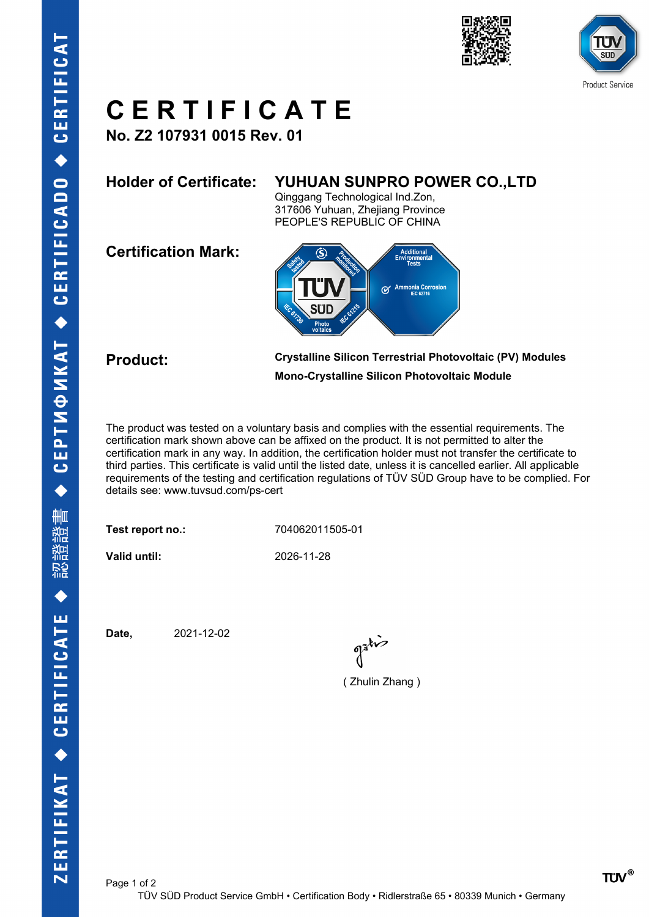# CERTIFICATE

**No. Z2 107931 0015 Rev. 01**

**Holder of Certificate:** **YUHUAN SUNPRO POWER CO.,LTD**
Qinggang Technological Ind.Zon,
317606 Yuhuan, Zhejiang Province
PEOPLE'S REPUBLIC OF CHINA

**Certification Mark:**

**Product:** **Crystalline Silicon Terrestrial Photovoltaic (PV) Modules**
**Mono-Crystalline Silicon Photovoltaic Module**

The product was tested on a voluntary basis and complies with the essential requirements. The certification mark shown above can be affixed on the product. It is not permitted to alter the certification mark in any way. In addition, the certification holder must not transfer the certificate to third parties. This certificate is valid until the listed date, unless it is cancelled earlier. All applicable requirements of the testing and certification regulations of TÜV SÜD Group have to be complied. For details see: www.tuvsud.com/ps-cert

**Test report no.:** 704062011505-01

**Valid until:** 2026-11-28

**Date,** 2021-12-02

( Zhulin Zhang )

TÜV SÜD Product Service GmbH • Certification Body • Ridlerstraße 65 • 80339 Munich • Germany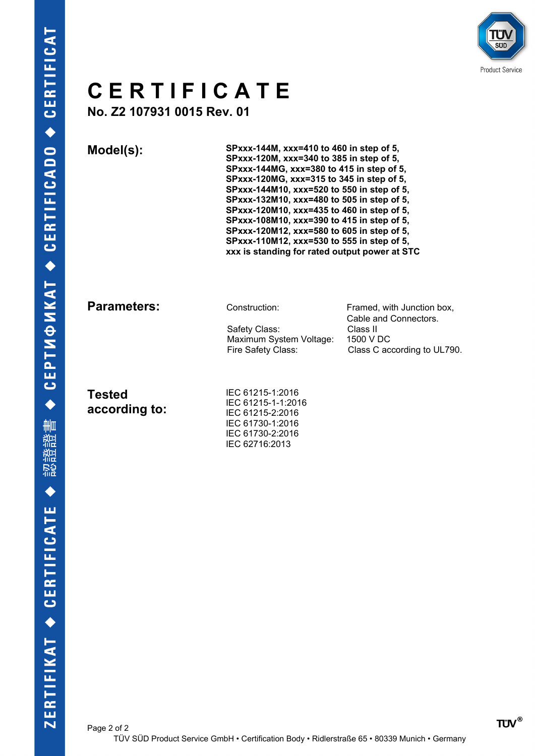# CERTIFICATE

**No. Z2 107931 0015 Rev. 01**

**Model(s):**

**SPxxx-144M, xxx=410 to 460 in step of 5,**
**SPxxx-120M, xxx=340 to 385 in step of 5,**
**SPxxx-144MG, xxx=380 to 415 in step of 5,**
**SPxxx-120MG, xxx=315 to 345 in step of 5,**
**SPxxx-144M10, xxx=520 to 550 in step of 5,**
**SPxxx-132M10, xxx=480 to 505 in step of 5,**
**SPxxx-120M10, xxx=435 to 460 in step of 5,**
**SPxxx-108M10, xxx=390 to 415 in step of 5,**
**SPxxx-120M12, xxx=580 to 605 in step of 5,**
**SPxxx-110M12, xxx=530 to 555 in step of 5,**
**xxx is standing for rated output power at STC**

**Parameters:**

| | |
|---|---|
| Construction: | Framed, with Junction box, Cable and Connectors. |
| Safety Class: | Class II |
| Maximum System Voltage: | 1500 V DC |
| Fire Safety Class: | Class C according to UL790. |

**Tested according to:**

IEC 61215-1:2016
IEC 61215-1-1:2016
IEC 61215-2:2016
IEC 61730-1:2016
IEC 61730-2:2016
IEC 62716:2013

TÜV SÜD Product Service GmbH • Certification Body • Ridlerstraße 65 • 80339 Munich • Germany